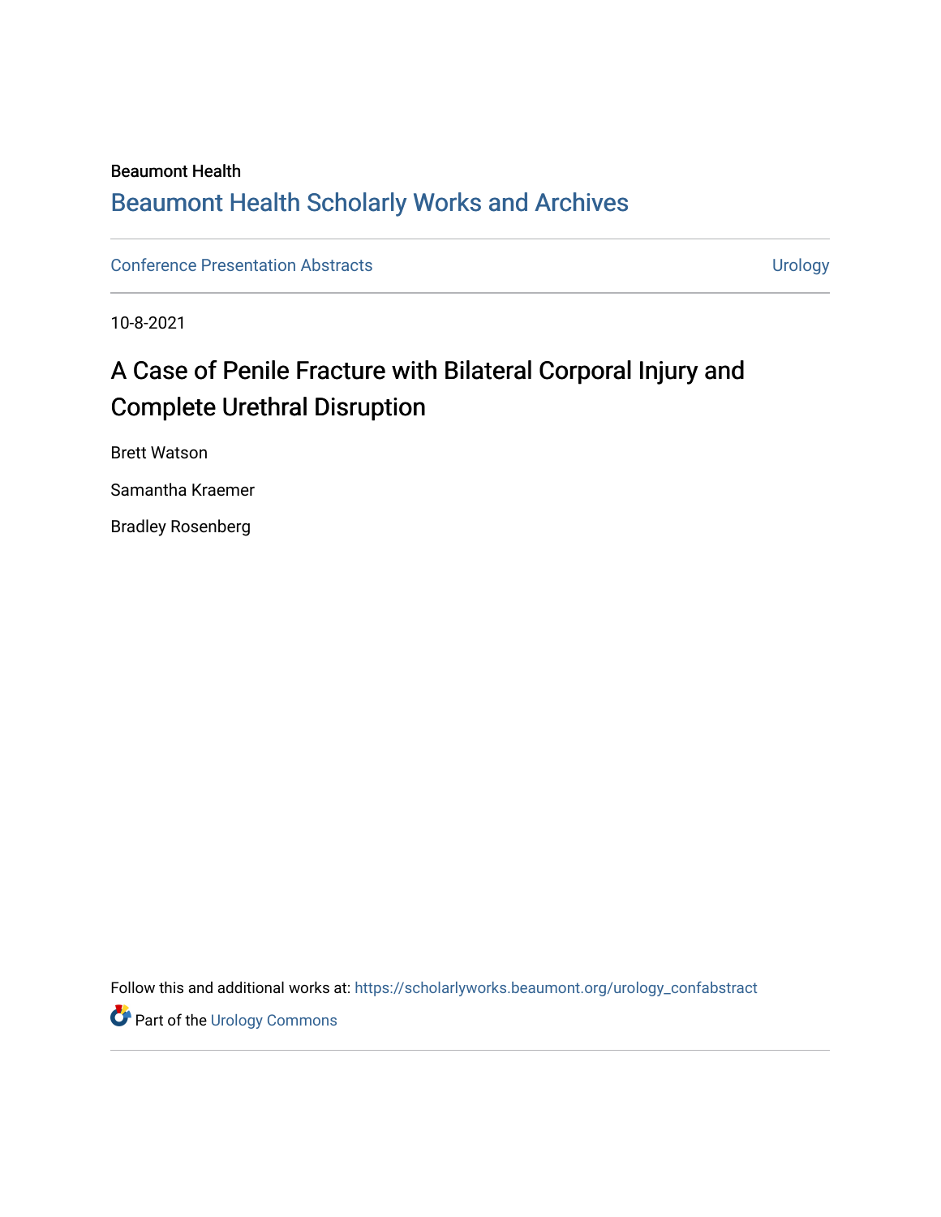Beaumont Health

## Beaumont Health Scholarly Works and Archives

Conference Presentation Abstracts | Urology

10-8-2021

# A Case of Penile Fracture with Bilateral Corporal Injury and Complete Urethral Disruption

Brett Watson

Samantha Kraemer

Bradley Rosenberg

Follow this and additional works at: https://scholarlyworks.beaumont.org/urology_confabstract

Part of the Urology Commons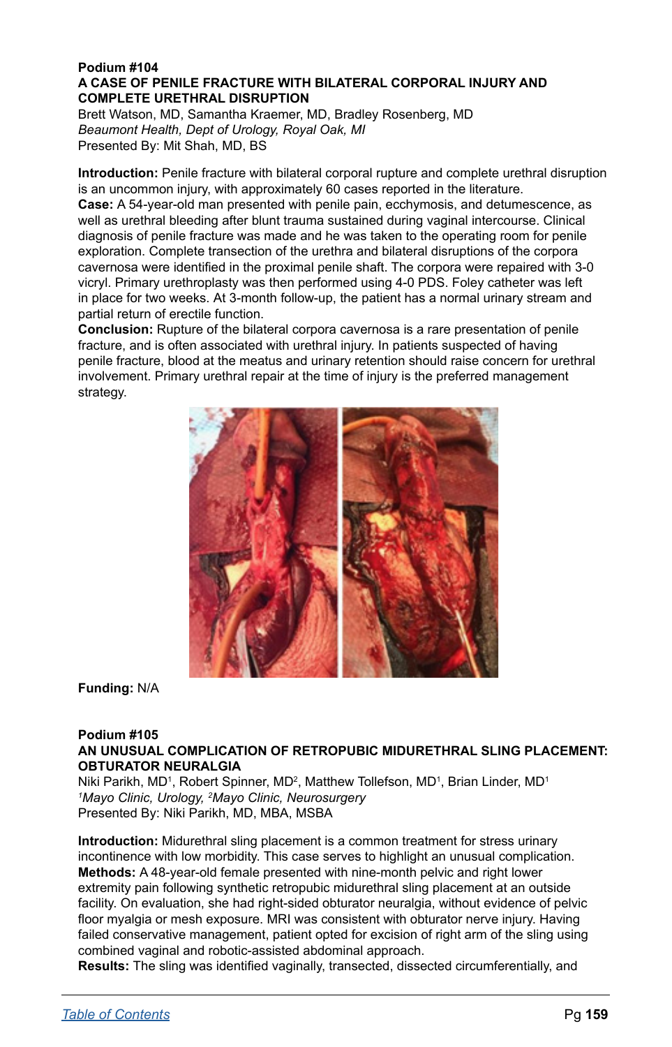**Podium #104**

**A CASE OF PENILE FRACTURE WITH BILATERAL CORPORAL INJURY AND COMPLETE URETHRAL DISRUPTION**

Brett Watson, MD, Samantha Kraemer, MD, Bradley Rosenberg, MD

*Beaumont Health, Dept of Urology, Royal Oak, MI*

Presented By: Mit Shah, MD, BS

**Introduction:** Penile fracture with bilateral corporal rupture and complete urethral disruption is an uncommon injury, with approximately 60 cases reported in the literature.

**Case:** A 54-year-old man presented with penile pain, ecchymosis, and detumescence, as well as urethral bleeding after blunt trauma sustained during vaginal intercourse. Clinical diagnosis of penile fracture was made and he was taken to the operating room for penile exploration. Complete transection of the urethra and bilateral disruptions of the corpora cavernosa were identified in the proximal penile shaft. The corpora were repaired with 3-0 vicryl. Primary urethroplasty was then performed using 4-0 PDS. Foley catheter was left in place for two weeks. At 3-month follow-up, the patient has a normal urinary stream and partial return of erectile function.

**Conclusion:** Rupture of the bilateral corpora cavernosa is a rare presentation of penile fracture, and is often associated with urethral injury. In patients suspected of having penile fracture, blood at the meatus and urinary retention should raise concern for urethral involvement. Primary urethral repair at the time of injury is the preferred management strategy.

**Funding:** N/A

**Podium #105**

**AN UNUSUAL COMPLICATION OF RETROPUBIC MIDURETHRAL SLING PLACEMENT: OBTURATOR NEURALGIA**

Niki Parikh, MD[1], Robert Spinner, MD[2], Matthew Tollefson, MD[1], Brian Linder, MD[1]

[1]*Mayo Clinic, Urology,* [2]*Mayo Clinic, Neurosurgery*

Presented By: Niki Parikh, MD, MBA, MSBA

**Introduction:** Midurethral sling placement is a common treatment for stress urinary incontinence with low morbidity. This case serves to highlight an unusual complication.

**Methods:** A 48-year-old female presented with nine-month pelvic and right lower extremity pain following synthetic retropubic midurethral sling placement at an outside facility. On evaluation, she had right-sided obturator neuralgia, without evidence of pelvic floor myalgia or mesh exposure. MRI was consistent with obturator nerve injury. Having failed conservative management, patient opted for excision of right arm of the sling using combined vaginal and robotic-assisted abdominal approach.

**Results:** The sling was identified vaginally, transected, dissected circumferentially, and